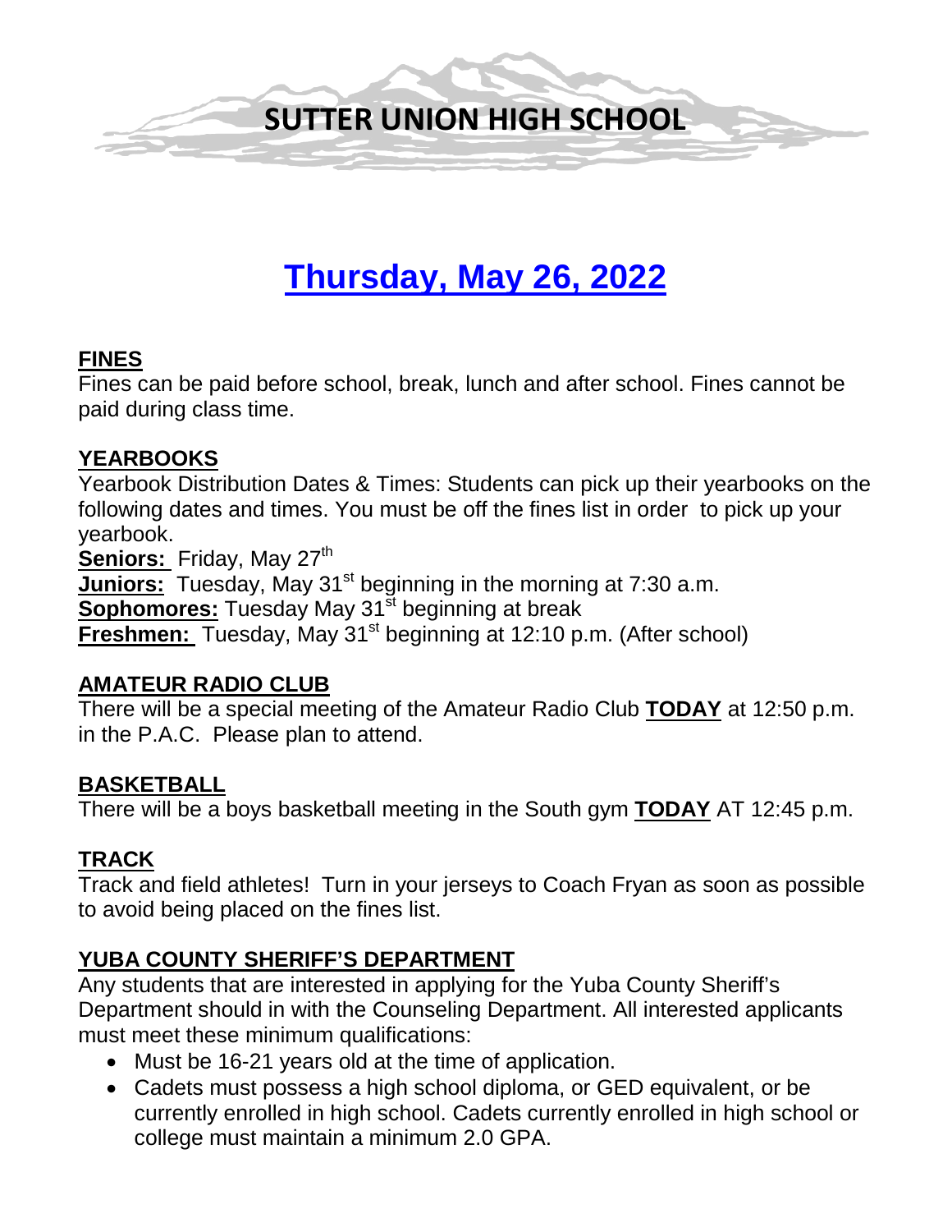# SUTTER UNION HIGH SCHOOL

## Thursday, May 26, 2022

### FINES

Fines can be paid before school, break, lunch and after school. Fines cannot be paid during class time.

### YEARBOOKS

Yearbook Distribution Dates & Times: Students can pick up their yearbooks on the following dates and times. You must be off the fines list in order to pick up your yearbook.

**Seniors:** Friday, May 27th
**Juniors:** Tuesday, May 31st beginning in the morning at 7:30 a.m.
**Sophomores:** Tuesday May 31st beginning at break
**Freshmen:** Tuesday, May 31st beginning at 12:10 p.m. (After school)

### AMATEUR RADIO CLUB

There will be a special meeting of the Amateur Radio Club **TODAY** at 12:50 p.m. in the P.A.C. Please plan to attend.

### BASKETBALL

There will be a boys basketball meeting in the South gym **TODAY** AT 12:45 p.m.

### TRACK

Track and field athletes! Turn in your jerseys to Coach Fryan as soon as possible to avoid being placed on the fines list.

### YUBA COUNTY SHERIFF'S DEPARTMENT

Any students that are interested in applying for the Yuba County Sheriff's Department should in with the Counseling Department. All interested applicants must meet these minimum qualifications:

- Must be 16-21 years old at the time of application.
- Cadets must possess a high school diploma, or GED equivalent, or be currently enrolled in high school. Cadets currently enrolled in high school or college must maintain a minimum 2.0 GPA.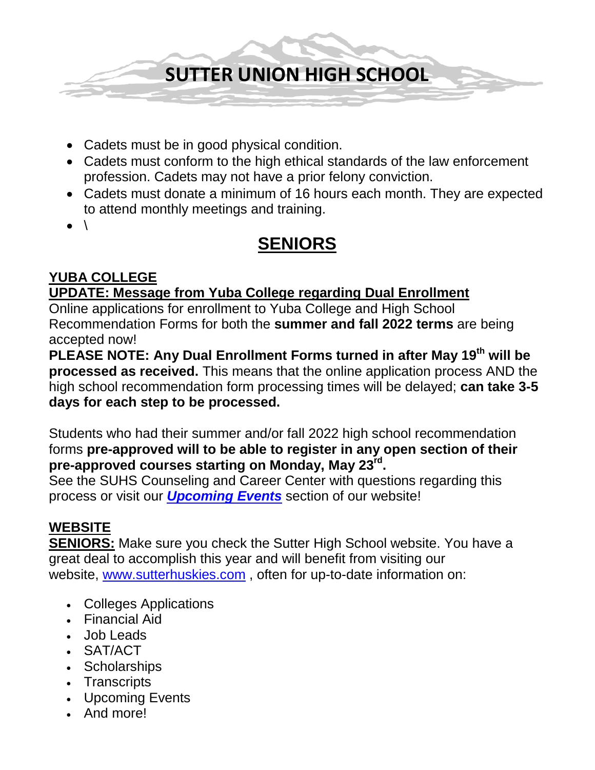- Cadets must be in good physical condition.
- Cadets must conform to the high ethical standards of the law enforcement profession. Cadets may not have a prior felony conviction.
- Cadets must donate a minimum of 16 hours each month. They are expected to attend monthly meetings and training.
- \

# SENIORS

## YUBA COLLEGE

**UPDATE: Message from Yuba College regarding Dual Enrollment**

Online applications for enrollment to Yuba College and High School Recommendation Forms for both the **summer and fall 2022 terms** are being accepted now!

**PLEASE NOTE: Any Dual Enrollment Forms turned in after May 19th will be processed as received.** This means that the online application process AND the high school recommendation form processing times will be delayed; **can take 3-5 days for each step to be processed.**

Students who had their summer and/or fall 2022 high school recommendation forms **pre-approved will to be able to register in any open section of their pre-approved courses starting on Monday, May 23rd.**

See the SUHS Counseling and Career Center with questions regarding this process or visit our ***Upcoming Events*** section of our website!

## WEBSITE

**SENIORS:** Make sure you check the Sutter High School website. You have a great deal to accomplish this year and will benefit from visiting our website, www.sutterhuskies.com , often for up-to-date information on:

- Colleges Applications
- Financial Aid
- Job Leads
- SAT/ACT
- Scholarships
- Transcripts
- Upcoming Events
- And more!